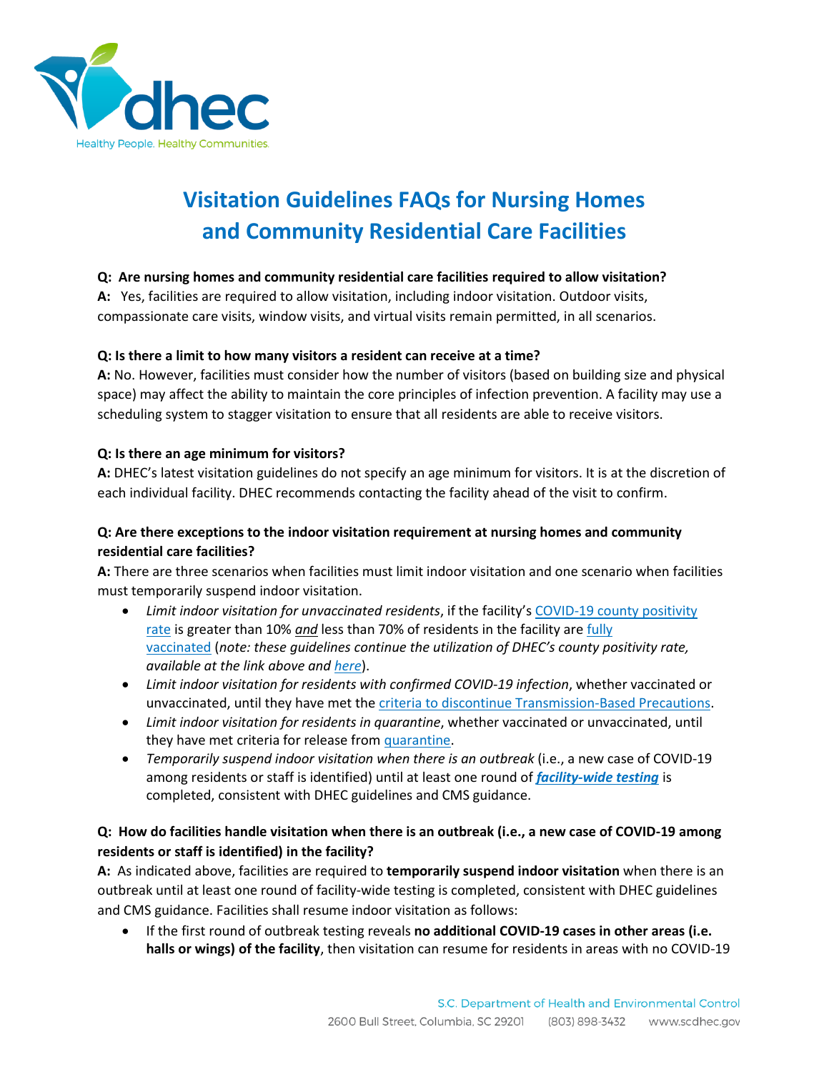# Visitation Guidelines FAQs for Nursing Homes and Community Residential Care Facilities

**Q: Are nursing homes and community residential care facilities required to allow visitation?**
**A:** Yes, facilities are required to allow visitation, including indoor visitation. Outdoor visits, compassionate care visits, window visits, and virtual visits remain permitted, in all scenarios.

**Q: Is there a limit to how many visitors a resident can receive at a time?**
**A:** No. However, facilities must consider how the number of visitors (based on building size and physical space) may affect the ability to maintain the core principles of infection prevention. A facility may use a scheduling system to stagger visitation to ensure that all residents are able to receive visitors.

**Q: Is there an age minimum for visitors?**
**A:** DHEC's latest visitation guidelines do not specify an age minimum for visitors. It is at the discretion of each individual facility. DHEC recommends contacting the facility ahead of the visit to confirm.

**Q: Are there exceptions to the indoor visitation requirement at nursing homes and community residential care facilities?**
**A:** There are three scenarios when facilities must limit indoor visitation and one scenario when facilities must temporarily suspend indoor visitation.

- *Limit indoor visitation for unvaccinated residents*, if the facility's COVID-19 county positivity rate is greater than 10% ***and*** less than 70% of residents in the facility are fully vaccinated (*note: these guidelines continue the utilization of DHEC's county positivity rate, available at the link above and here*).
- *Limit indoor visitation for residents with confirmed COVID-19 infection*, whether vaccinated or unvaccinated, until they have met the criteria to discontinue Transmission-Based Precautions.
- *Limit indoor visitation for residents in quarantine*, whether vaccinated or unvaccinated, until they have met criteria for release from quarantine.
- *Temporarily suspend indoor visitation when there is an outbreak* (i.e., a new case of COVID-19 among residents or staff is identified) until at least one round of ***facility-wide testing*** is completed, consistent with DHEC guidelines and CMS guidance.

**Q: How do facilities handle visitation when there is an outbreak (i.e., a new case of COVID-19 among residents or staff is identified) in the facility?**
**A:** As indicated above, facilities are required to **temporarily suspend indoor visitation** when there is an outbreak until at least one round of facility-wide testing is completed, consistent with DHEC guidelines and CMS guidance. Facilities shall resume indoor visitation as follows:

- If the first round of outbreak testing reveals **no additional COVID-19 cases in other areas (i.e. halls or wings) of the facility**, then visitation can resume for residents in areas with no COVID-19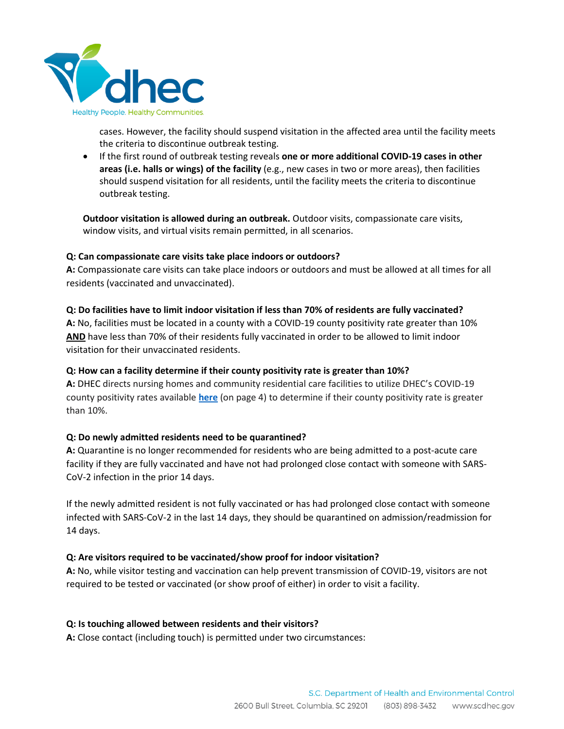cases. However, the facility should suspend visitation in the affected area until the facility meets the criteria to discontinue outbreak testing.

- If the first round of outbreak testing reveals **one or more additional COVID-19 cases in other areas (i.e. halls or wings) of the facility** (e.g., new cases in two or more areas), then facilities should suspend visitation for all residents, until the facility meets the criteria to discontinue outbreak testing.

**Outdoor visitation is allowed during an outbreak.** Outdoor visits, compassionate care visits, window visits, and virtual visits remain permitted, in all scenarios.

**Q: Can compassionate care visits take place indoors or outdoors?**
**A:** Compassionate care visits can take place indoors or outdoors and must be allowed at all times for all residents (vaccinated and unvaccinated).

**Q: Do facilities have to limit indoor visitation if less than 70% of residents are fully vaccinated?**
**A:** No, facilities must be located in a county with a COVID-19 county positivity rate greater than 10% **AND** have less than 70% of their residents fully vaccinated in order to be allowed to limit indoor visitation for their unvaccinated residents.

**Q: How can a facility determine if their county positivity rate is greater than 10%?**
**A:** DHEC directs nursing homes and community residential care facilities to utilize DHEC's COVID-19 county positivity rates available **here** (on page 4) to determine if their county positivity rate is greater than 10%.

**Q: Do newly admitted residents need to be quarantined?**
**A:** Quarantine is no longer recommended for residents who are being admitted to a post-acute care facility if they are fully vaccinated and have not had prolonged close contact with someone with SARS-CoV-2 infection in the prior 14 days.

If the newly admitted resident is not fully vaccinated or has had prolonged close contact with someone infected with SARS-CoV-2 in the last 14 days, they should be quarantined on admission/readmission for 14 days.

**Q: Are visitors required to be vaccinated/show proof for indoor visitation?**
**A:** No, while visitor testing and vaccination can help prevent transmission of COVID-19, visitors are not required to be tested or vaccinated (or show proof of either) in order to visit a facility.

**Q: Is touching allowed between residents and their visitors?**
**A:** Close contact (including touch) is permitted under two circumstances: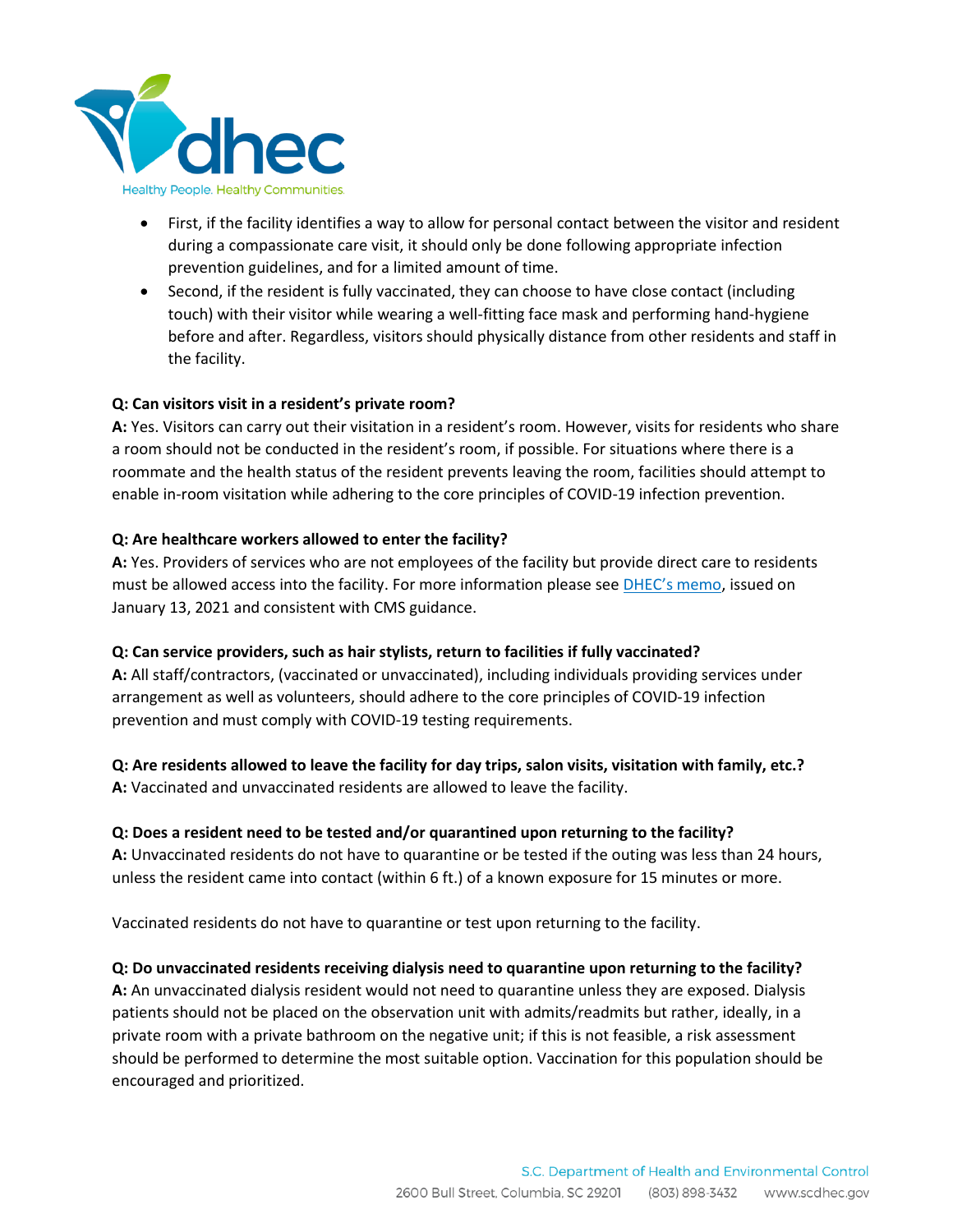- First, if the facility identifies a way to allow for personal contact between the visitor and resident during a compassionate care visit, it should only be done following appropriate infection prevention guidelines, and for a limited amount of time.
- Second, if the resident is fully vaccinated, they can choose to have close contact (including touch) with their visitor while wearing a well-fitting face mask and performing hand-hygiene before and after. Regardless, visitors should physically distance from other residents and staff in the facility.

**Q: Can visitors visit in a resident's private room?**
**A:** Yes. Visitors can carry out their visitation in a resident's room. However, visits for residents who share a room should not be conducted in the resident's room, if possible. For situations where there is a roommate and the health status of the resident prevents leaving the room, facilities should attempt to enable in-room visitation while adhering to the core principles of COVID-19 infection prevention.

**Q: Are healthcare workers allowed to enter the facility?**
**A:** Yes. Providers of services who are not employees of the facility but provide direct care to residents must be allowed access into the facility. For more information please see DHEC's memo, issued on January 13, 2021 and consistent with CMS guidance.

**Q: Can service providers, such as hair stylists, return to facilities if fully vaccinated?**
**A:** All staff/contractors, (vaccinated or unvaccinated), including individuals providing services under arrangement as well as volunteers, should adhere to the core principles of COVID-19 infection prevention and must comply with COVID-19 testing requirements.

**Q: Are residents allowed to leave the facility for day trips, salon visits, visitation with family, etc.?**
**A:** Vaccinated and unvaccinated residents are allowed to leave the facility.

**Q: Does a resident need to be tested and/or quarantined upon returning to the facility?**
**A:** Unvaccinated residents do not have to quarantine or be tested if the outing was less than 24 hours, unless the resident came into contact (within 6 ft.) of a known exposure for 15 minutes or more.

Vaccinated residents do not have to quarantine or test upon returning to the facility.

**Q: Do unvaccinated residents receiving dialysis need to quarantine upon returning to the facility?**
**A:** An unvaccinated dialysis resident would not need to quarantine unless they are exposed. Dialysis patients should not be placed on the observation unit with admits/readmits but rather, ideally, in a private room with a private bathroom on the negative unit; if this is not feasible, a risk assessment should be performed to determine the most suitable option. Vaccination for this population should be encouraged and prioritized.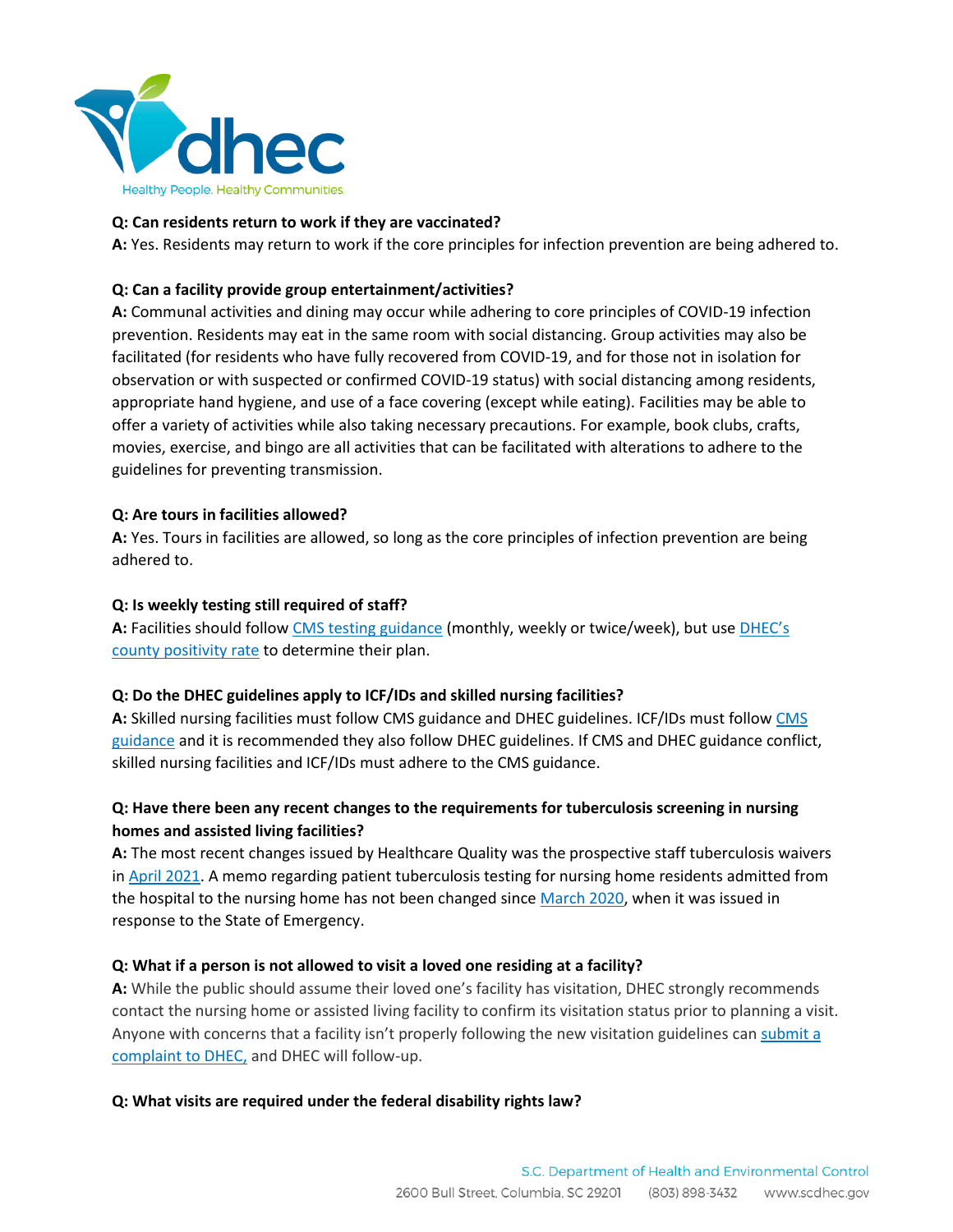**Q: Can residents return to work if they are vaccinated?**
**A:** Yes. Residents may return to work if the core principles for infection prevention are being adhered to.

**Q: Can a facility provide group entertainment/activities?**
**A:** Communal activities and dining may occur while adhering to core principles of COVID-19 infection prevention. Residents may eat in the same room with social distancing. Group activities may also be facilitated (for residents who have fully recovered from COVID-19, and for those not in isolation for observation or with suspected or confirmed COVID-19 status) with social distancing among residents, appropriate hand hygiene, and use of a face covering (except while eating). Facilities may be able to offer a variety of activities while also taking necessary precautions. For example, book clubs, crafts, movies, exercise, and bingo are all activities that can be facilitated with alterations to adhere to the guidelines for preventing transmission.

**Q: Are tours in facilities allowed?**
**A:** Yes. Tours in facilities are allowed, so long as the core principles of infection prevention are being adhered to.

**Q: Is weekly testing still required of staff?**
**A:** Facilities should follow CMS testing guidance (monthly, weekly or twice/week), but use DHEC's county positivity rate to determine their plan.

**Q: Do the DHEC guidelines apply to ICF/IDs and skilled nursing facilities?**
**A:** Skilled nursing facilities must follow CMS guidance and DHEC guidelines. ICF/IDs must follow CMS guidance and it is recommended they also follow DHEC guidelines. If CMS and DHEC guidance conflict, skilled nursing facilities and ICF/IDs must adhere to the CMS guidance.

**Q: Have there been any recent changes to the requirements for tuberculosis screening in nursing homes and assisted living facilities?**
**A:** The most recent changes issued by Healthcare Quality was the prospective staff tuberculosis waivers in April 2021. A memo regarding patient tuberculosis testing for nursing home residents admitted from the hospital to the nursing home has not been changed since March 2020, when it was issued in response to the State of Emergency.

**Q: What if a person is not allowed to visit a loved one residing at a facility?**
**A:** While the public should assume their loved one's facility has visitation, DHEC strongly recommends contact the nursing home or assisted living facility to confirm its visitation status prior to planning a visit. Anyone with concerns that a facility isn't properly following the new visitation guidelines can submit a complaint to DHEC, and DHEC will follow-up.

**Q: What visits are required under the federal disability rights law?**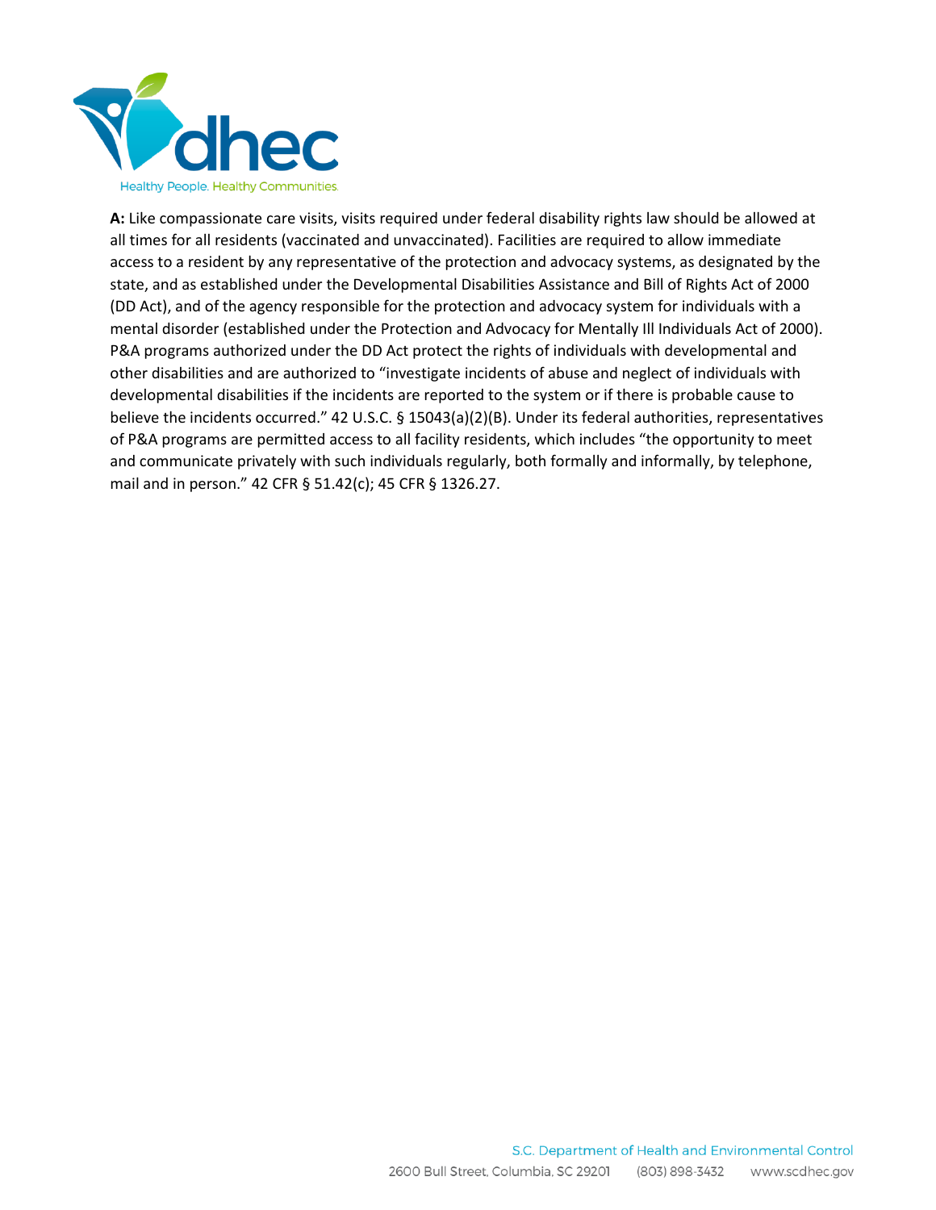**A:** Like compassionate care visits, visits required under federal disability rights law should be allowed at all times for all residents (vaccinated and unvaccinated). Facilities are required to allow immediate access to a resident by any representative of the protection and advocacy systems, as designated by the state, and as established under the Developmental Disabilities Assistance and Bill of Rights Act of 2000 (DD Act), and of the agency responsible for the protection and advocacy system for individuals with a mental disorder (established under the Protection and Advocacy for Mentally Ill Individuals Act of 2000). P&A programs authorized under the DD Act protect the rights of individuals with developmental and other disabilities and are authorized to "investigate incidents of abuse and neglect of individuals with developmental disabilities if the incidents are reported to the system or if there is probable cause to believe the incidents occurred." 42 U.S.C. § 15043(a)(2)(B). Under its federal authorities, representatives of P&A programs are permitted access to all facility residents, which includes "the opportunity to meet and communicate privately with such individuals regularly, both formally and informally, by telephone, mail and in person." 42 CFR § 51.42(c); 45 CFR § 1326.27.